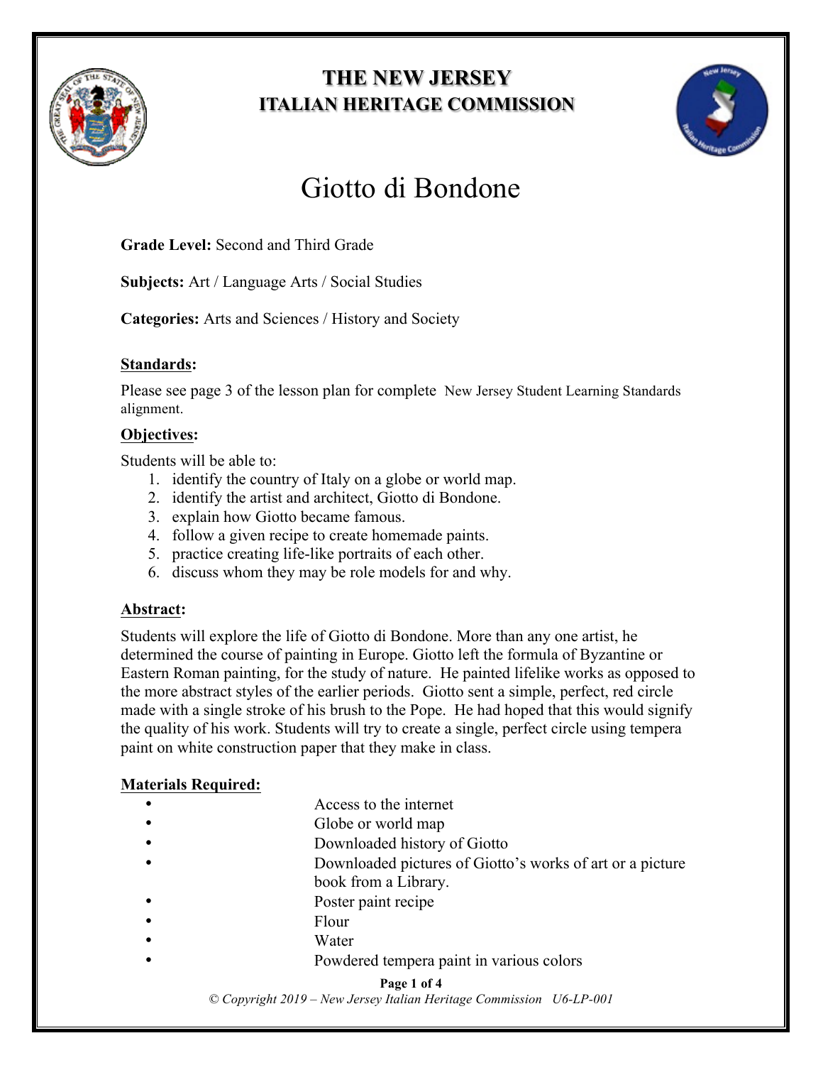# THE NEW JERSEY
# ITALIAN HERITAGE COMMISSION

# Giotto di Bondone

**Grade Level:** Second and Third Grade

**Subjects:** Art / Language Arts / Social Studies

**Categories:** Arts and Sciences / History and Society

## Standards:

Please see page 3 of the lesson plan for complete New Jersey Student Learning Standards alignment.

## Objectives:

Students will be able to:

1. identify the country of Italy on a globe or world map.
2. identify the artist and architect, Giotto di Bondone.
3. explain how Giotto became famous.
4. follow a given recipe to create homemade paints.
5. practice creating life-like portraits of each other.
6. discuss whom they may be role models for and why.

## Abstract:

Students will explore the life of Giotto di Bondone. More than any one artist, he determined the course of painting in Europe. Giotto left the formula of Byzantine or Eastern Roman painting, for the study of nature. He painted lifelike works as opposed to the more abstract styles of the earlier periods. Giotto sent a simple, perfect, red circle made with a single stroke of his brush to the Pope. He had hoped that this would signify the quality of his work. Students will try to create a single, perfect circle using tempera paint on white construction paper that they make in class.

## Materials Required:

- Access to the internet
- Globe or world map
- Downloaded history of Giotto
- Downloaded pictures of Giotto's works of art or a picture book from a Library.
- Poster paint recipe
- Flour
- Water
- Powdered tempera paint in various colors

*© Copyright 2019 – New Jersey Italian Heritage Commission U6-LP-001*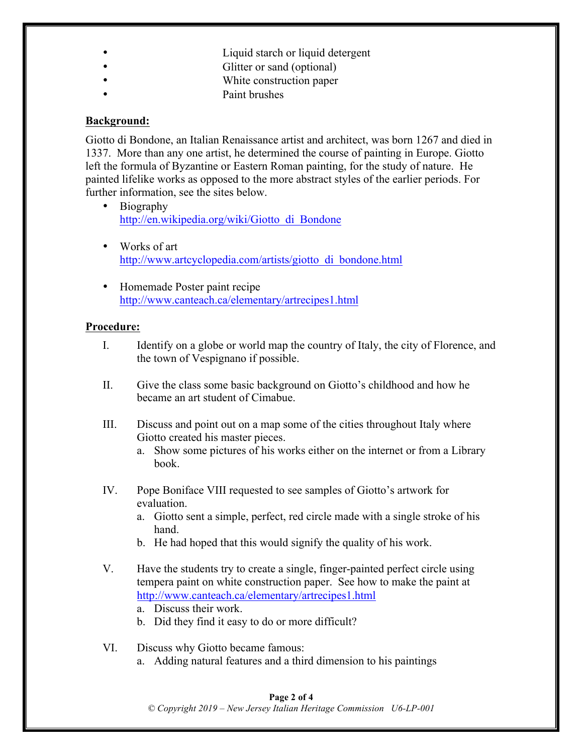- Liquid starch or liquid detergent
- Glitter or sand (optional)
- White construction paper
- Paint brushes

**Background:**

Giotto di Bondone, an Italian Renaissance artist and architect, was born 1267 and died in 1337. More than any one artist, he determined the course of painting in Europe. Giotto left the formula of Byzantine or Eastern Roman painting, for the study of nature. He painted lifelike works as opposed to the more abstract styles of the earlier periods. For further information, see the sites below.

- Biography
  http://en.wikipedia.org/wiki/Giotto_di_Bondone

- Works of art
  http://www.artcyclopedia.com/artists/giotto_di_bondone.html

- Homemade Poster paint recipe
  http://www.canteach.ca/elementary/artrecipes1.html

**Procedure:**

I. Identify on a globe or world map the country of Italy, the city of Florence, and the town of Vespignano if possible.

II. Give the class some basic background on Giotto's childhood and how he became an art student of Cimabue.

III. Discuss and point out on a map some of the cities throughout Italy where Giotto created his master pieces.
   a. Show some pictures of his works either on the internet or from a Library book.

IV. Pope Boniface VIII requested to see samples of Giotto's artwork for evaluation.
   a. Giotto sent a simple, perfect, red circle made with a single stroke of his hand.
   b. He had hoped that this would signify the quality of his work.

V. Have the students try to create a single, finger-painted perfect circle using tempera paint on white construction paper. See how to make the paint at http://www.canteach.ca/elementary/artrecipes1.html
   a. Discuss their work.
   b. Did they find it easy to do or more difficult?

VI. Discuss why Giotto became famous:
   a. Adding natural features and a third dimension to his paintings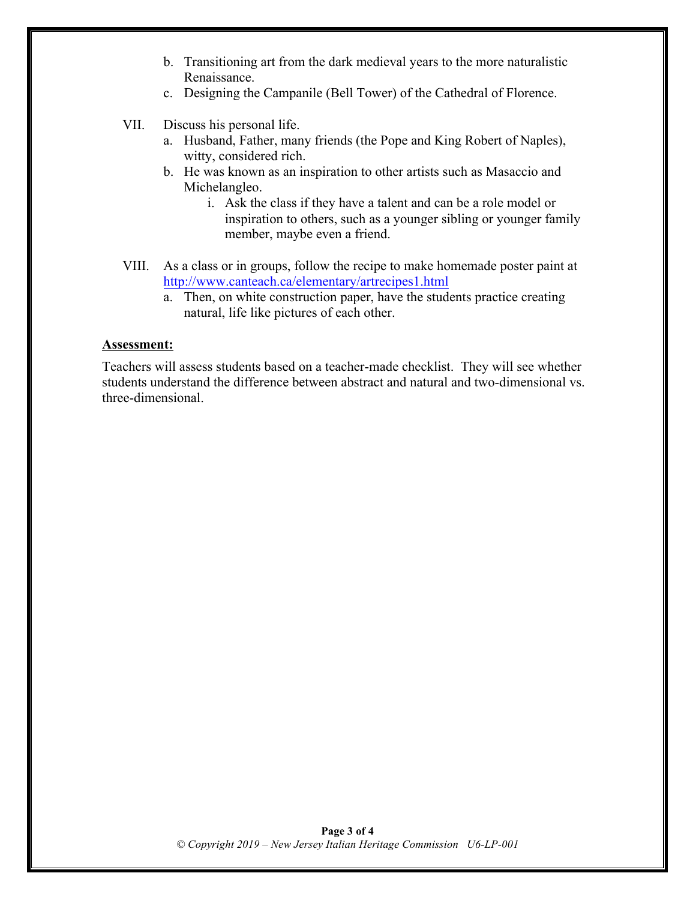b. Transitioning art from the dark medieval years to the more naturalistic Renaissance.
   c. Designing the Campanile (Bell Tower) of the Cathedral of Florence.

VII. Discuss his personal life.
   a. Husband, Father, many friends (the Pope and King Robert of Naples), witty, considered rich.
   b. He was known as an inspiration to other artists such as Masaccio and Michelangleo.
      i. Ask the class if they have a talent and can be a role model or inspiration to others, such as a younger sibling or younger family member, maybe even a friend.

VIII. As a class or in groups, follow the recipe to make homemade poster paint at [http://www.canteach.ca/elementary/artrecipes1.html](http://www.canteach.ca/elementary/artrecipes1.html)
   a. Then, on white construction paper, have the students practice creating natural, life like pictures of each other.

**Assessment:**

Teachers will assess students based on a teacher-made checklist. They will see whether students understand the difference between abstract and natural and two-dimensional vs. three-dimensional.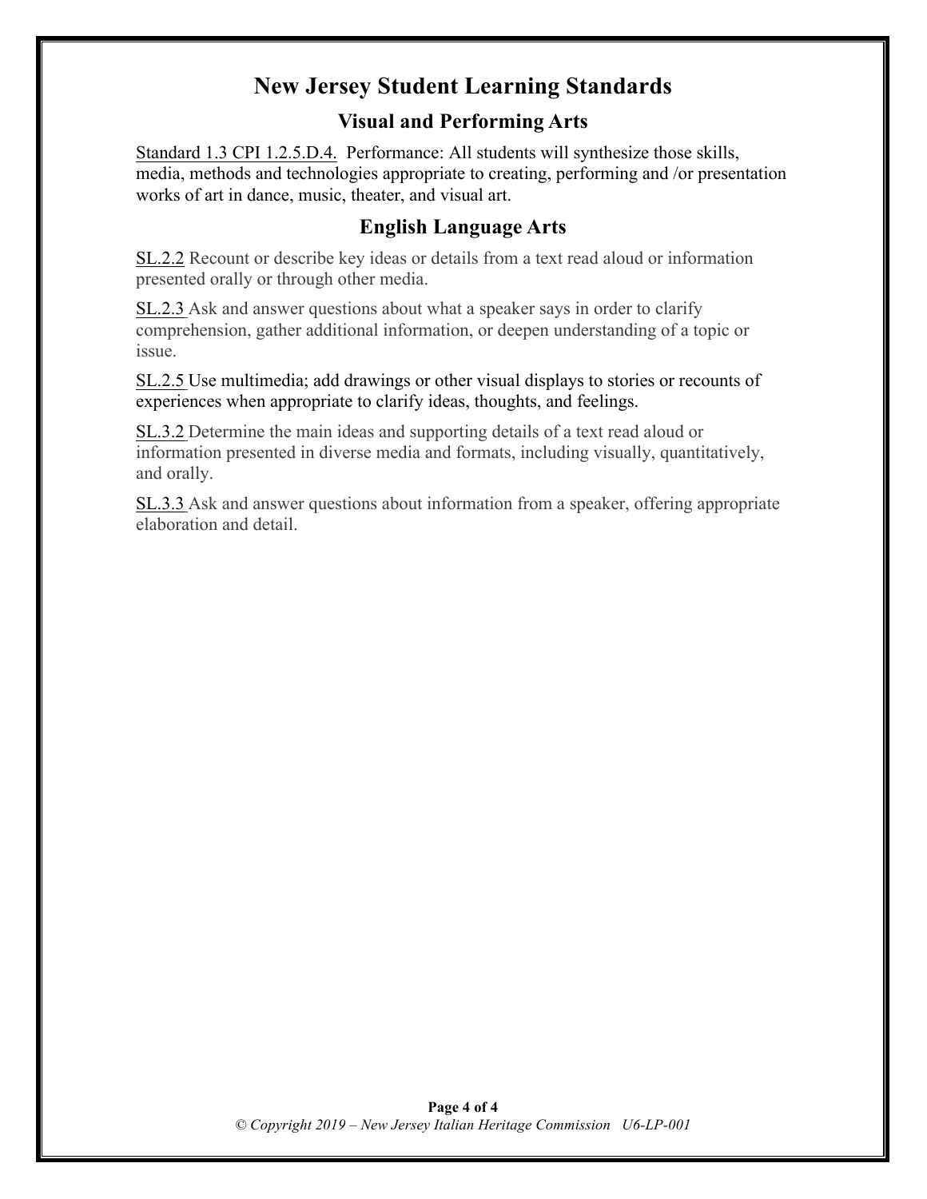# New Jersey Student Learning Standards

## Visual and Performing Arts

Standard 1.3 CPI 1.2.5.D.4. Performance: All students will synthesize those skills, media, methods and technologies appropriate to creating, performing and /or presentation works of art in dance, music, theater, and visual art.

## English Language Arts

SL.2.2 Recount or describe key ideas or details from a text read aloud or information presented orally or through other media.

SL.2.3 Ask and answer questions about what a speaker says in order to clarify comprehension, gather additional information, or deepen understanding of a topic or issue.

SL.2.5 Use multimedia; add drawings or other visual displays to stories or recounts of experiences when appropriate to clarify ideas, thoughts, and feelings.

SL.3.2 Determine the main ideas and supporting details of a text read aloud or information presented in diverse media and formats, including visually, quantitatively, and orally.

SL.3.3 Ask and answer questions about information from a speaker, offering appropriate elaboration and detail.